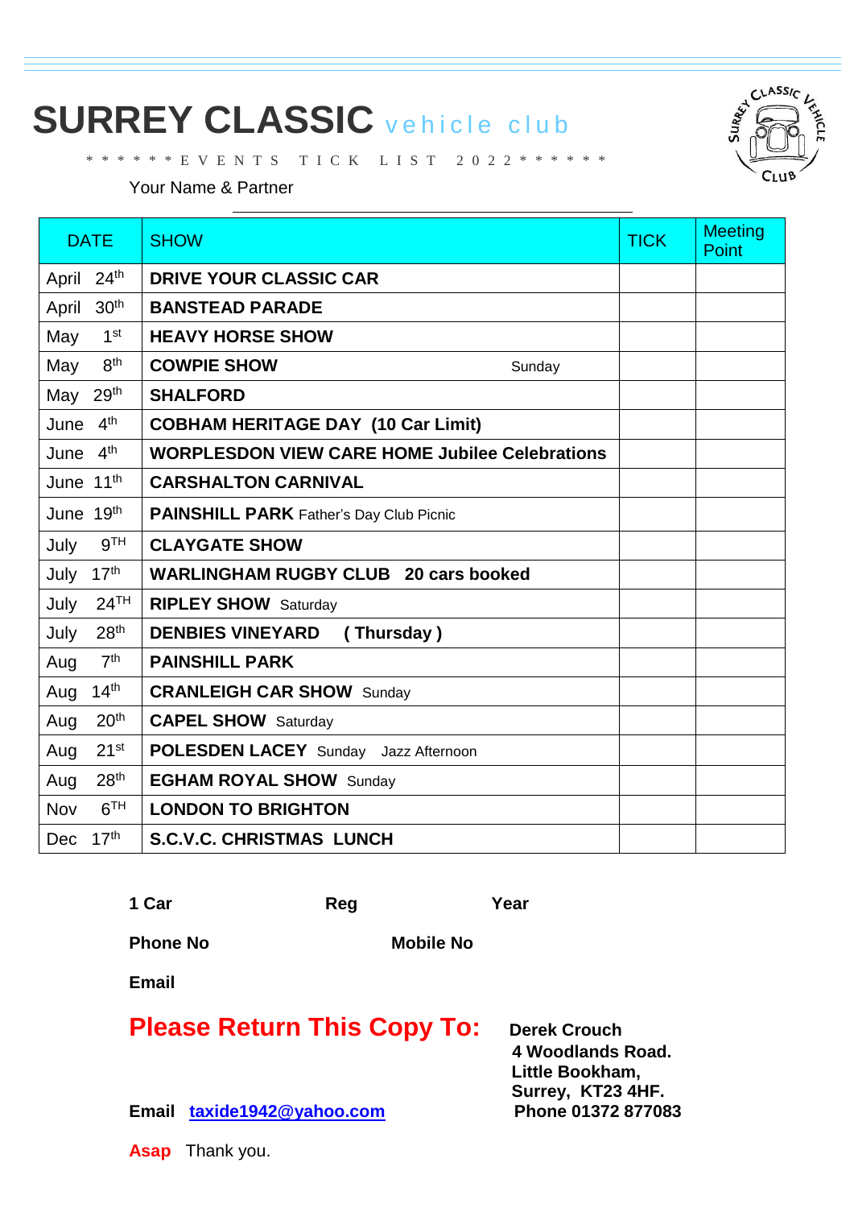# SURREY CLASSIC vehicle club

\* \* \* \* \* \* E V E N T S   T I C K   L I S T   2 0 2 2 \* \* \* \* \* \*

Your Name & Partner ______________________________

| DATE | SHOW | TICK | Meeting Point |
|---|---|---|---|
| April 24th | **DRIVE YOUR CLASSIC CAR** | | |
| April 30th | **BANSTEAD PARADE** | | |
| May 1st | **HEAVY HORSE SHOW** | | |
| May 8th | **COWPIE SHOW** Sunday | | |
| May 29th | **SHALFORD** | | |
| June 4th | **COBHAM HERITAGE DAY (10 Car Limit)** | | |
| June 4th | **WORPLESDON VIEW CARE HOME Jubilee Celebrations** | | |
| June 11th | **CARSHALTON CARNIVAL** | | |
| June 19th | **PAINSHILL PARK** Father's Day Club Picnic | | |
| July 9TH | **CLAYGATE SHOW** | | |
| July 17th | **WARLINGHAM RUGBY CLUB 20 cars booked** | | |
| July 24TH | **RIPLEY SHOW** Saturday | | |
| July 28th | **DENBIES VINEYARD ( Thursday )** | | |
| Aug 7th | **PAINSHILL PARK** | | |
| Aug 14th | **CRANLEIGH CAR SHOW** Sunday | | |
| Aug 20th | **CAPEL SHOW** Saturday | | |
| Aug 21st | **POLESDEN LACEY** Sunday Jazz Afternoon | | |
| Aug 28th | **EGHAM ROYAL SHOW** Sunday | | |
| Nov 6TH | **LONDON TO BRIGHTON** | | |
| Dec 17th | **S.C.V.C. CHRISTMAS LUNCH** | | |

**1 Car** **Reg** **Year**

**Phone No** **Mobile No**

**Email**

**Please Return This Copy To:**

**Derek Crouch**
**4 Woodlands Road.**
**Little Bookham,**
**Surrey, KT23 4HF.**
**Phone 01372 877083**

**Email** **taxide1942@yahoo.com**

**Asap** Thank you.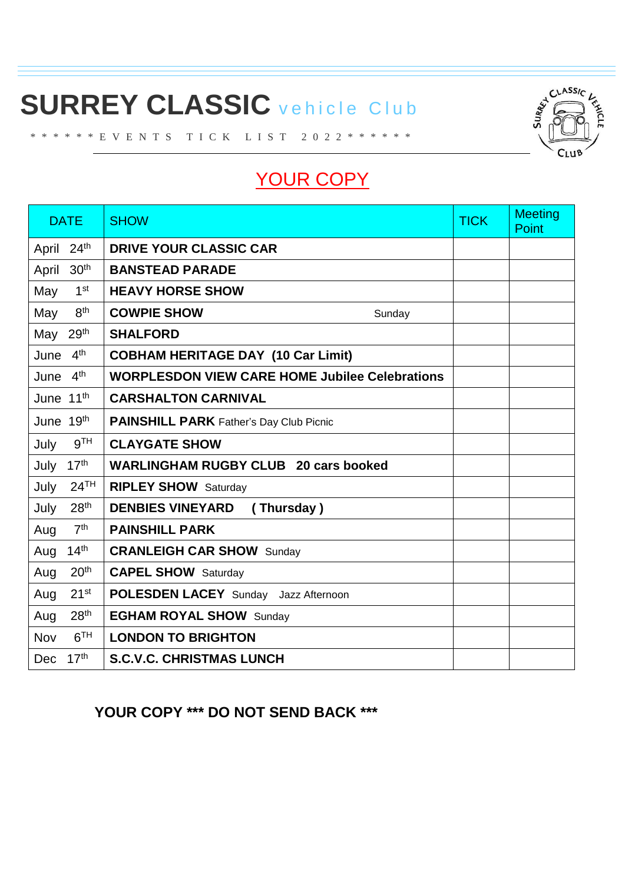# SURREY CLASSIC vehicle Club

\* \* \* \* \* \* E V E N T S   T I C K   L I S T   2 0 2 2 \* \* \* \* \* \*

## YOUR COPY

| DATE | SHOW | TICK | Meeting Point |
|---|---|---|---|
| April 24th | **DRIVE YOUR CLASSIC CAR** | | |
| April 30th | **BANSTEAD PARADE** | | |
| May 1st | **HEAVY HORSE SHOW** | | |
| May 8th | **COWPIE SHOW** Sunday | | |
| May 29th | **SHALFORD** | | |
| June 4th | **COBHAM HERITAGE DAY (10 Car Limit)** | | |
| June 4th | **WORPLESDON VIEW CARE HOME Jubilee Celebrations** | | |
| June 11th | **CARSHALTON CARNIVAL** | | |
| June 19th | **PAINSHILL PARK** Father's Day Club Picnic | | |
| July 9TH | **CLAYGATE SHOW** | | |
| July 17th | **WARLINGHAM RUGBY CLUB 20 cars booked** | | |
| July 24TH | **RIPLEY SHOW** Saturday | | |
| July 28th | **DENBIES VINEYARD ( Thursday )** | | |
| Aug 7th | **PAINSHILL PARK** | | |
| Aug 14th | **CRANLEIGH CAR SHOW** Sunday | | |
| Aug 20th | **CAPEL SHOW** Saturday | | |
| Aug 21st | **POLESDEN LACEY** Sunday Jazz Afternoon | | |
| Aug 28th | **EGHAM ROYAL SHOW** Sunday | | |
| Nov 6TH | **LONDON TO BRIGHTON** | | |
| Dec 17th | **S.C.V.C. CHRISTMAS LUNCH** | | |

**YOUR COPY \*\*\* DO NOT SEND BACK \*\*\***